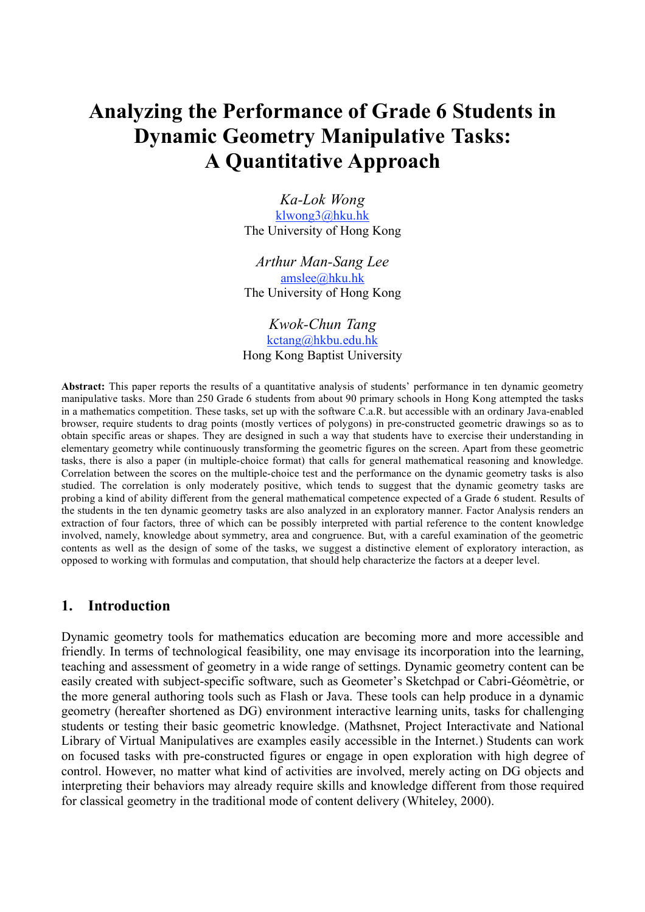# Analyzing the Performance of Grade 6 Students in Dynamic Geometry Manipulative Tasks: A Quantitative Approach

*Ka-Lok Wong*
klwong3@hku.hk
The University of Hong Kong

*Arthur Man-Sang Lee*
amslee@hku.hk
The University of Hong Kong

*Kwok-Chun Tang*
kctang@hkbu.edu.hk
Hong Kong Baptist University

**Abstract:** This paper reports the results of a quantitative analysis of students' performance in ten dynamic geometry manipulative tasks. More than 250 Grade 6 students from about 90 primary schools in Hong Kong attempted the tasks in a mathematics competition. These tasks, set up with the software C.a.R. but accessible with an ordinary Java-enabled browser, require students to drag points (mostly vertices of polygons) in pre-constructed geometric drawings so as to obtain specific areas or shapes. They are designed in such a way that students have to exercise their understanding in elementary geometry while continuously transforming the geometric figures on the screen. Apart from these geometric tasks, there is also a paper (in multiple-choice format) that calls for general mathematical reasoning and knowledge. Correlation between the scores on the multiple-choice test and the performance on the dynamic geometry tasks is also studied. The correlation is only moderately positive, which tends to suggest that the dynamic geometry tasks are probing a kind of ability different from the general mathematical competence expected of a Grade 6 student. Results of the students in the ten dynamic geometry tasks are also analyzed in an exploratory manner. Factor Analysis renders an extraction of four factors, three of which can be possibly interpreted with partial reference to the content knowledge involved, namely, knowledge about symmetry, area and congruence. But, with a careful examination of the geometric contents as well as the design of some of the tasks, we suggest a distinctive element of exploratory interaction, as opposed to working with formulas and computation, that should help characterize the factors at a deeper level.

## 1. Introduction

Dynamic geometry tools for mathematics education are becoming more and more accessible and friendly. In terms of technological feasibility, one may envisage its incorporation into the learning, teaching and assessment of geometry in a wide range of settings. Dynamic geometry content can be easily created with subject-specific software, such as Geometer's Sketchpad or Cabri-Géomètrie, or the more general authoring tools such as Flash or Java. These tools can help produce in a dynamic geometry (hereafter shortened as DG) environment interactive learning units, tasks for challenging students or testing their basic geometric knowledge. (Mathsnet, Project Interactivate and National Library of Virtual Manipulatives are examples easily accessible in the Internet.) Students can work on focused tasks with pre-constructed figures or engage in open exploration with high degree of control. However, no matter what kind of activities are involved, merely acting on DG objects and interpreting their behaviors may already require skills and knowledge different from those required for classical geometry in the traditional mode of content delivery (Whiteley, 2000).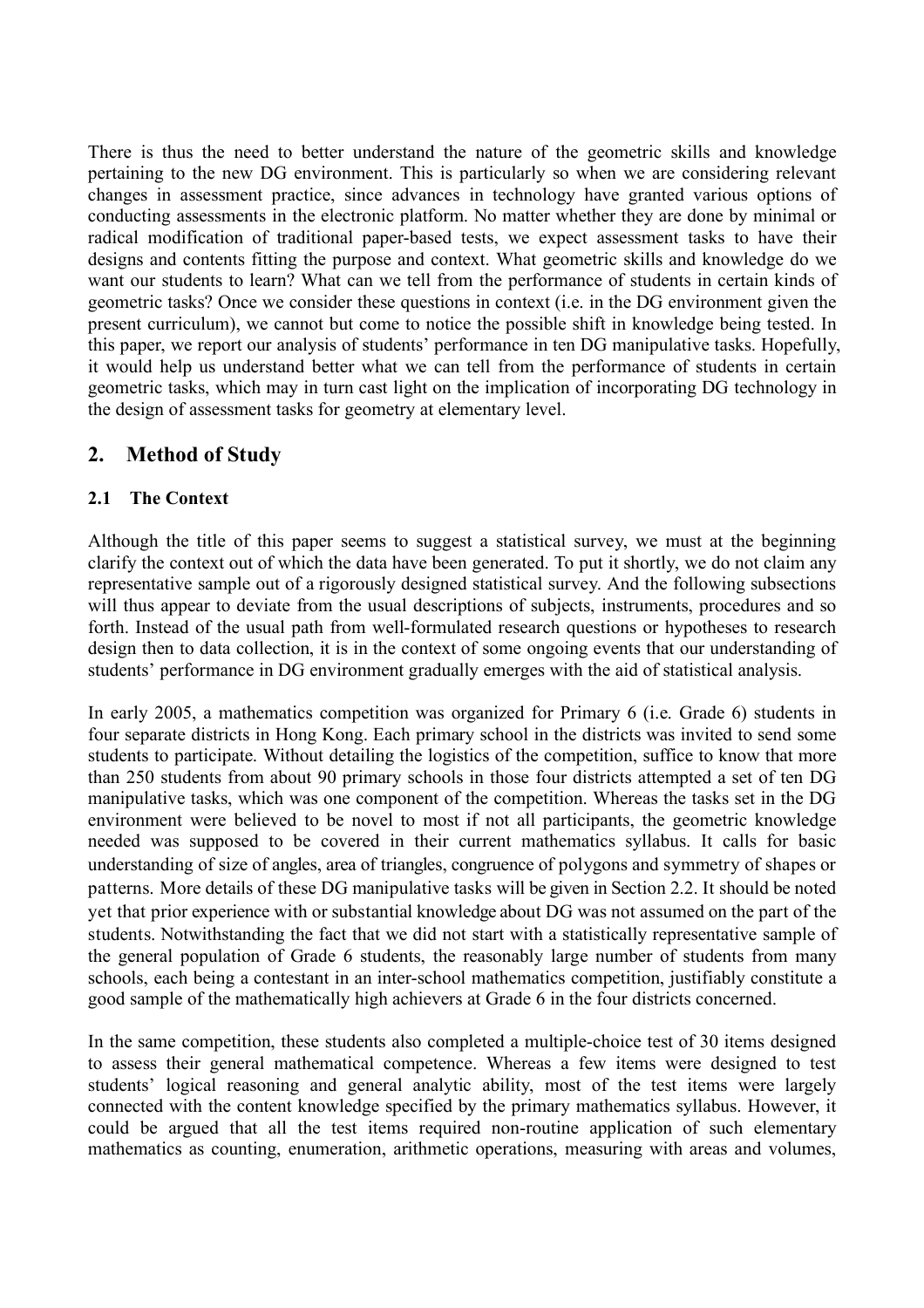There is thus the need to better understand the nature of the geometric skills and knowledge pertaining to the new DG environment. This is particularly so when we are considering relevant changes in assessment practice, since advances in technology have granted various options of conducting assessments in the electronic platform. No matter whether they are done by minimal or radical modification of traditional paper-based tests, we expect assessment tasks to have their designs and contents fitting the purpose and context. What geometric skills and knowledge do we want our students to learn? What can we tell from the performance of students in certain kinds of geometric tasks? Once we consider these questions in context (i.e. in the DG environment given the present curriculum), we cannot but come to notice the possible shift in knowledge being tested. In this paper, we report our analysis of students' performance in ten DG manipulative tasks. Hopefully, it would help us understand better what we can tell from the performance of students in certain geometric tasks, which may in turn cast light on the implication of incorporating DG technology in the design of assessment tasks for geometry at elementary level.

## 2. Method of Study

### 2.1 The Context

Although the title of this paper seems to suggest a statistical survey, we must at the beginning clarify the context out of which the data have been generated. To put it shortly, we do not claim any representative sample out of a rigorously designed statistical survey. And the following subsections will thus appear to deviate from the usual descriptions of subjects, instruments, procedures and so forth. Instead of the usual path from well-formulated research questions or hypotheses to research design then to data collection, it is in the context of some ongoing events that our understanding of students' performance in DG environment gradually emerges with the aid of statistical analysis.

In early 2005, a mathematics competition was organized for Primary 6 (i.e. Grade 6) students in four separate districts in Hong Kong. Each primary school in the districts was invited to send some students to participate. Without detailing the logistics of the competition, suffice to know that more than 250 students from about 90 primary schools in those four districts attempted a set of ten DG manipulative tasks, which was one component of the competition. Whereas the tasks set in the DG environment were believed to be novel to most if not all participants, the geometric knowledge needed was supposed to be covered in their current mathematics syllabus. It calls for basic understanding of size of angles, area of triangles, congruence of polygons and symmetry of shapes or patterns. More details of these DG manipulative tasks will be given in Section 2.2. It should be noted yet that prior experience with or substantial knowledge about DG was not assumed on the part of the students. Notwithstanding the fact that we did not start with a statistically representative sample of the general population of Grade 6 students, the reasonably large number of students from many schools, each being a contestant in an inter-school mathematics competition, justifiably constitute a good sample of the mathematically high achievers at Grade 6 in the four districts concerned.

In the same competition, these students also completed a multiple-choice test of 30 items designed to assess their general mathematical competence. Whereas a few items were designed to test students' logical reasoning and general analytic ability, most of the test items were largely connected with the content knowledge specified by the primary mathematics syllabus. However, it could be argued that all the test items required non-routine application of such elementary mathematics as counting, enumeration, arithmetic operations, measuring with areas and volumes,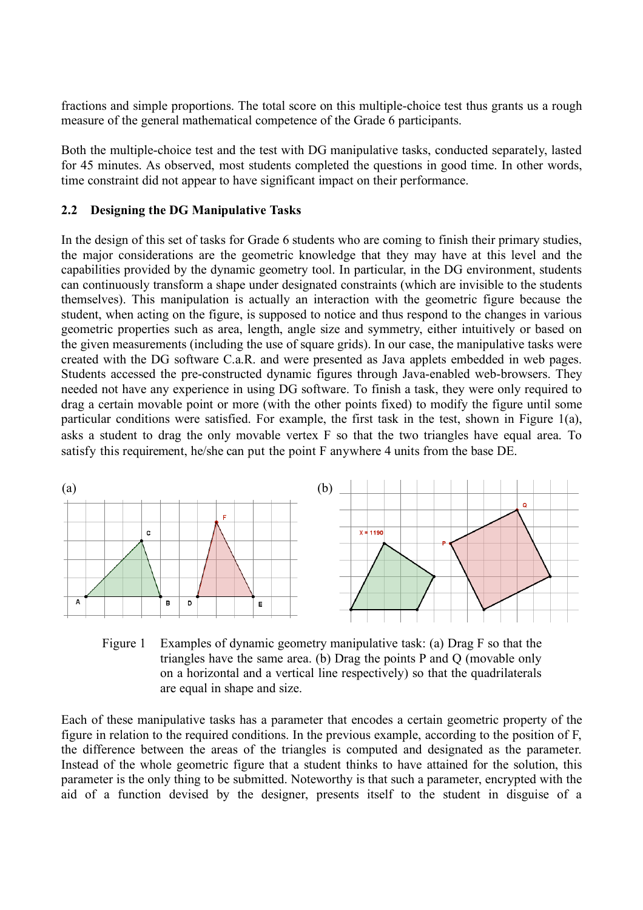fractions and simple proportions. The total score on this multiple-choice test thus grants us a rough measure of the general mathematical competence of the Grade 6 participants.

Both the multiple-choice test and the test with DG manipulative tasks, conducted separately, lasted for 45 minutes. As observed, most students completed the questions in good time. In other words, time constraint did not appear to have significant impact on their performance.

### 2.2 Designing the DG Manipulative Tasks

In the design of this set of tasks for Grade 6 students who are coming to finish their primary studies, the major considerations are the geometric knowledge that they may have at this level and the capabilities provided by the dynamic geometry tool. In particular, in the DG environment, students can continuously transform a shape under designated constraints (which are invisible to the students themselves). This manipulation is actually an interaction with the geometric figure because the student, when acting on the figure, is supposed to notice and thus respond to the changes in various geometric properties such as area, length, angle size and symmetry, either intuitively or based on the given measurements (including the use of square grids). In our case, the manipulative tasks were created with the DG software C.a.R. and were presented as Java applets embedded in web pages. Students accessed the pre-constructed dynamic figures through Java-enabled web-browsers. They needed not have any experience in using DG software. To finish a task, they were only required to drag a certain movable point or more (with the other points fixed) to modify the figure until some particular conditions were satisfied. For example, the first task in the test, shown in Figure 1(a), asks a student to drag the only movable vertex F so that the two triangles have equal area. To satisfy this requirement, he/she can put the point F anywhere 4 units from the base DE.

Figure 1 Examples of dynamic geometry manipulative task: (a) Drag F so that the triangles have the same area. (b) Drag the points P and Q (movable only on a horizontal and a vertical line respectively) so that the quadrilaterals are equal in shape and size.

Each of these manipulative tasks has a parameter that encodes a certain geometric property of the figure in relation to the required conditions. In the previous example, according to the position of F, the difference between the areas of the triangles is computed and designated as the parameter. Instead of the whole geometric figure that a student thinks to have attained for the solution, this parameter is the only thing to be submitted. Noteworthy is that such a parameter, encrypted with the aid of a function devised by the designer, presents itself to the student in disguise of a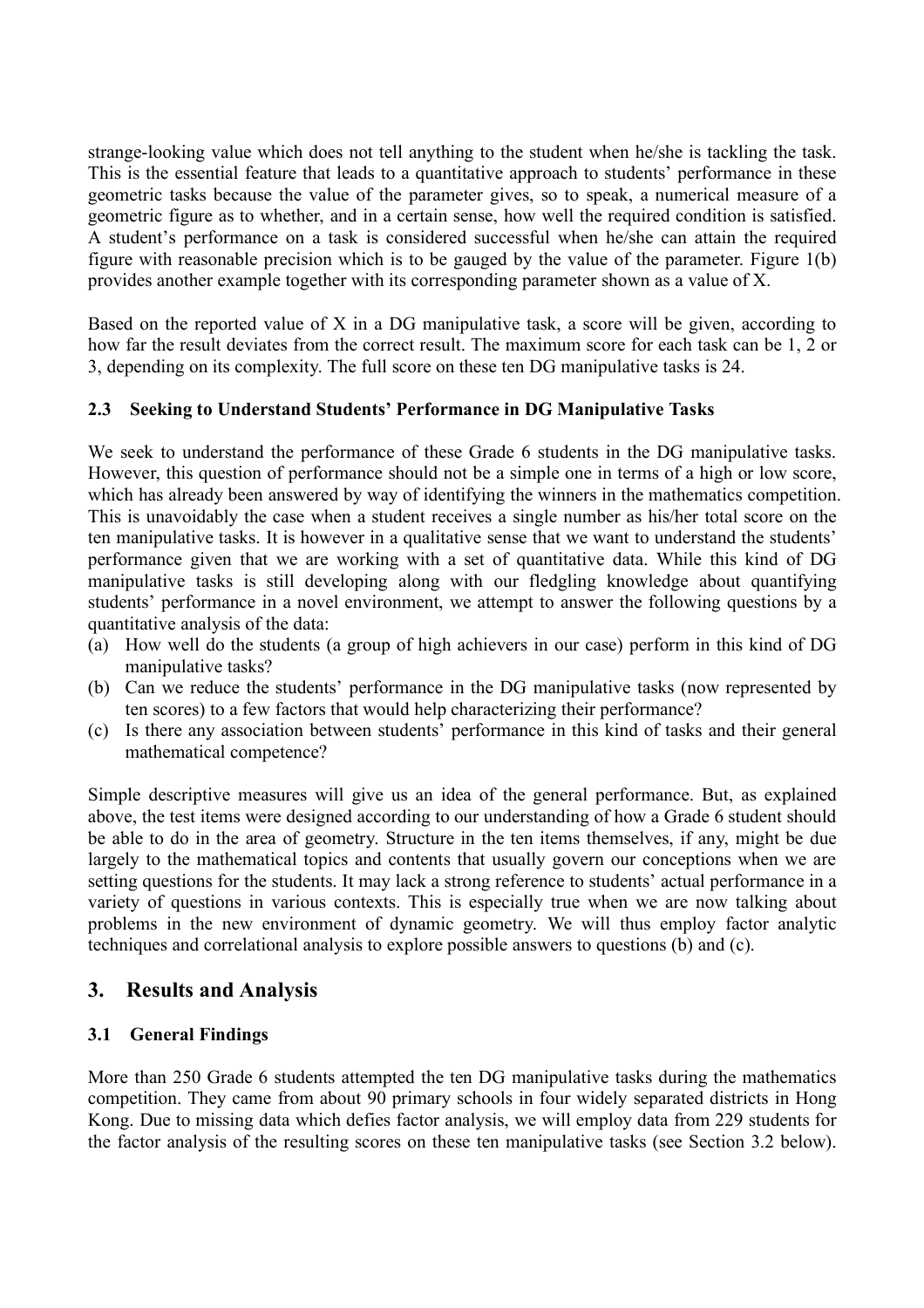strange-looking value which does not tell anything to the student when he/she is tackling the task. This is the essential feature that leads to a quantitative approach to students' performance in these geometric tasks because the value of the parameter gives, so to speak, a numerical measure of a geometric figure as to whether, and in a certain sense, how well the required condition is satisfied. A student's performance on a task is considered successful when he/she can attain the required figure with reasonable precision which is to be gauged by the value of the parameter. Figure 1(b) provides another example together with its corresponding parameter shown as a value of X.

Based on the reported value of X in a DG manipulative task, a score will be given, according to how far the result deviates from the correct result. The maximum score for each task can be 1, 2 or 3, depending on its complexity. The full score on these ten DG manipulative tasks is 24.

### 2.3 Seeking to Understand Students' Performance in DG Manipulative Tasks

We seek to understand the performance of these Grade 6 students in the DG manipulative tasks. However, this question of performance should not be a simple one in terms of a high or low score, which has already been answered by way of identifying the winners in the mathematics competition. This is unavoidably the case when a student receives a single number as his/her total score on the ten manipulative tasks. It is however in a qualitative sense that we want to understand the students' performance given that we are working with a set of quantitative data. While this kind of DG manipulative tasks is still developing along with our fledgling knowledge about quantifying students' performance in a novel environment, we attempt to answer the following questions by a quantitative analysis of the data:

(a) How well do the students (a group of high achievers in our case) perform in this kind of DG manipulative tasks?
(b) Can we reduce the students' performance in the DG manipulative tasks (now represented by ten scores) to a few factors that would help characterizing their performance?
(c) Is there any association between students' performance in this kind of tasks and their general mathematical competence?

Simple descriptive measures will give us an idea of the general performance. But, as explained above, the test items were designed according to our understanding of how a Grade 6 student should be able to do in the area of geometry. Structure in the ten items themselves, if any, might be due largely to the mathematical topics and contents that usually govern our conceptions when we are setting questions for the students. It may lack a strong reference to students' actual performance in a variety of questions in various contexts. This is especially true when we are now talking about problems in the new environment of dynamic geometry. We will thus employ factor analytic techniques and correlational analysis to explore possible answers to questions (b) and (c).

## 3. Results and Analysis

### 3.1 General Findings

More than 250 Grade 6 students attempted the ten DG manipulative tasks during the mathematics competition. They came from about 90 primary schools in four widely separated districts in Hong Kong. Due to missing data which defies factor analysis, we will employ data from 229 students for the factor analysis of the resulting scores on these ten manipulative tasks (see Section 3.2 below).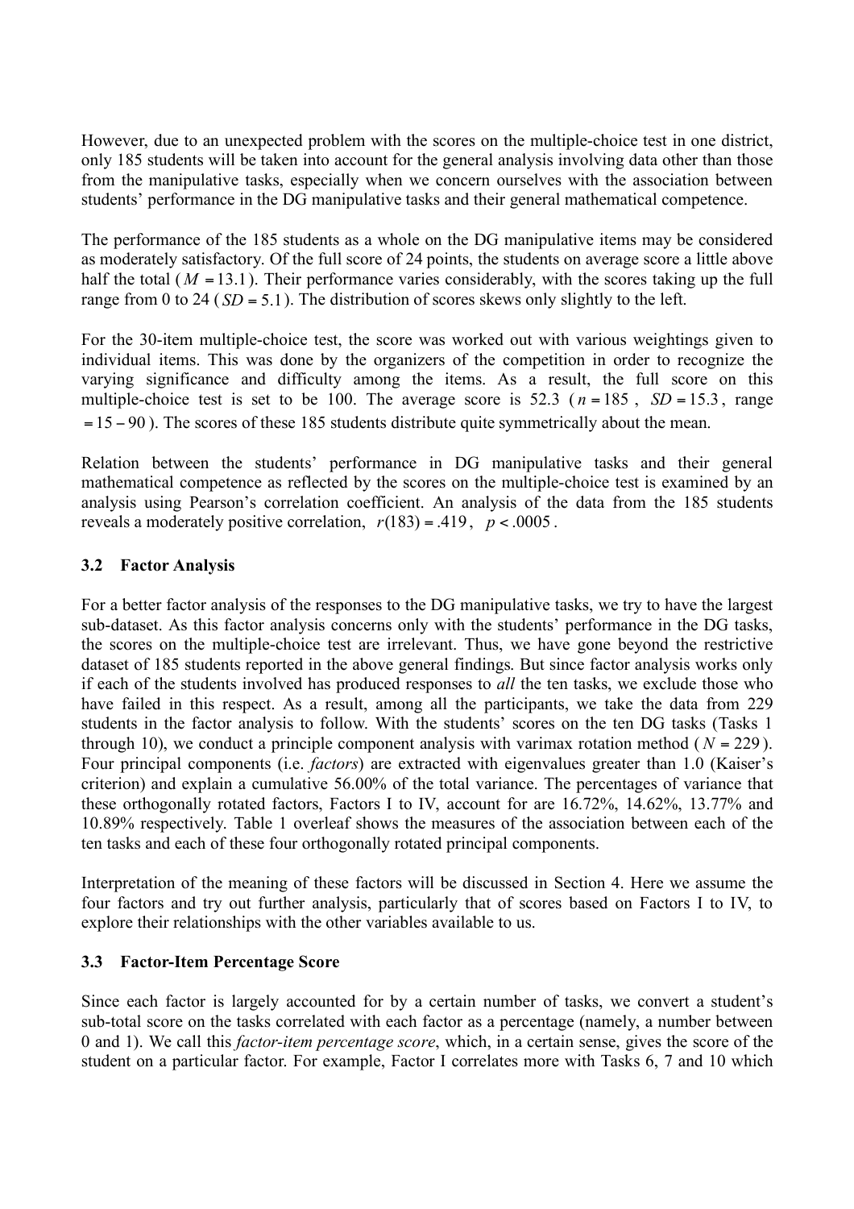However, due to an unexpected problem with the scores on the multiple-choice test in one district, only 185 students will be taken into account for the general analysis involving data other than those from the manipulative tasks, especially when we concern ourselves with the association between students' performance in the DG manipulative tasks and their general mathematical competence.

The performance of the 185 students as a whole on the DG manipulative items may be considered as moderately satisfactory. Of the full score of 24 points, the students on average score a little above half the total ($M = 13.1$). Their performance varies considerably, with the scores taking up the full range from 0 to 24 ($SD = 5.1$). The distribution of scores skews only slightly to the left.

For the 30-item multiple-choice test, the score was worked out with various weightings given to individual items. This was done by the organizers of the competition in order to recognize the varying significance and difficulty among the items. As a result, the full score on this multiple-choice test is set to be 100. The average score is 52.3 ($n = 185$, $SD = 15.3$, range $= 15 - 90$). The scores of these 185 students distribute quite symmetrically about the mean.

Relation between the students' performance in DG manipulative tasks and their general mathematical competence as reflected by the scores on the multiple-choice test is examined by an analysis using Pearson's correlation coefficient. An analysis of the data from the 185 students reveals a moderately positive correlation, $r(183) = .419$, $p < .0005$.

### 3.2 Factor Analysis

For a better factor analysis of the responses to the DG manipulative tasks, we try to have the largest sub-dataset. As this factor analysis concerns only with the students' performance in the DG tasks, the scores on the multiple-choice test are irrelevant. Thus, we have gone beyond the restrictive dataset of 185 students reported in the above general findings. But since factor analysis works only if each of the students involved has produced responses to *all* the ten tasks, we exclude those who have failed in this respect. As a result, among all the participants, we take the data from 229 students in the factor analysis to follow. With the students' scores on the ten DG tasks (Tasks 1 through 10), we conduct a principle component analysis with varimax rotation method ($N = 229$). Four principal components (i.e. *factors*) are extracted with eigenvalues greater than 1.0 (Kaiser's criterion) and explain a cumulative 56.00% of the total variance. The percentages of variance that these orthogonally rotated factors, Factors I to IV, account for are 16.72%, 14.62%, 13.77% and 10.89% respectively. Table 1 overleaf shows the measures of the association between each of the ten tasks and each of these four orthogonally rotated principal components.

Interpretation of the meaning of these factors will be discussed in Section 4. Here we assume the four factors and try out further analysis, particularly that of scores based on Factors I to IV, to explore their relationships with the other variables available to us.

### 3.3 Factor-Item Percentage Score

Since each factor is largely accounted for by a certain number of tasks, we convert a student's sub-total score on the tasks correlated with each factor as a percentage (namely, a number between 0 and 1). We call this *factor-item percentage score*, which, in a certain sense, gives the score of the student on a particular factor. For example, Factor I correlates more with Tasks 6, 7 and 10 which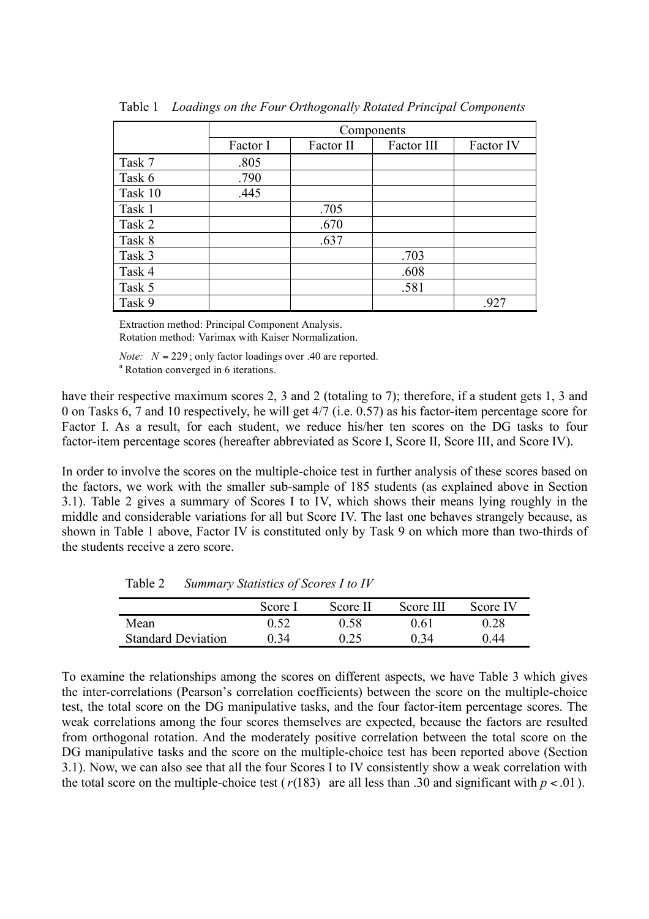Table 1 *Loadings on the Four Orthogonally Rotated Principal Components*

| | Components | | | |
|---|---|---|---|---|
| | Factor I | Factor II | Factor III | Factor IV |
| Task 7 | .805 | | | |
| Task 6 | .790 | | | |
| Task 10 | .445 | | | |
| Task 1 | | .705 | | |
| Task 2 | | .670 | | |
| Task 8 | | .637 | | |
| Task 3 | | | .703 | |
| Task 4 | | | .608 | |
| Task 5 | | | .581 | |
| Task 9 | | | | .927 |

Extraction method: Principal Component Analysis.
Rotation method: Varimax with Kaiser Normalization.

*Note:* $N = 229$; only factor loadings over .40 are reported.
[a] Rotation converged in 6 iterations.

have their respective maximum scores 2, 3 and 2 (totaling to 7); therefore, if a student gets 1, 3 and 0 on Tasks 6, 7 and 10 respectively, he will get 4/7 (i.e. 0.57) as his factor-item percentage score for Factor I. As a result, for each student, we reduce his/her ten scores on the DG tasks to four factor-item percentage scores (hereafter abbreviated as Score I, Score II, Score III, and Score IV).

In order to involve the scores on the multiple-choice test in further analysis of these scores based on the factors, we work with the smaller sub-sample of 185 students (as explained above in Section 3.1). Table 2 gives a summary of Scores I to IV, which shows their means lying roughly in the middle and considerable variations for all but Score IV. The last one behaves strangely because, as shown in Table 1 above, Factor IV is constituted only by Task 9 on which more than two-thirds of the students receive a zero score.

Table 2 *Summary Statistics of Scores I to IV*

| | Score I | Score II | Score III | Score IV |
|---|---|---|---|---|
| Mean | 0.52 | 0.58 | 0.61 | 0.28 |
| Standard Deviation | 0.34 | 0.25 | 0.34 | 0.44 |

To examine the relationships among the scores on different aspects, we have Table 3 which gives the inter-correlations (Pearson's correlation coefficients) between the score on the multiple-choice test, the total score on the DG manipulative tasks, and the four factor-item percentage scores. The weak correlations among the four scores themselves are expected, because the factors are resulted from orthogonal rotation. And the moderately positive correlation between the total score on the DG manipulative tasks and the score on the multiple-choice test has been reported above (Section 3.1). Now, we can also see that all the four Scores I to IV consistently show a weak correlation with the total score on the multiple-choice test ($r(183)$ are all less than .30 and significant with $p < .01$).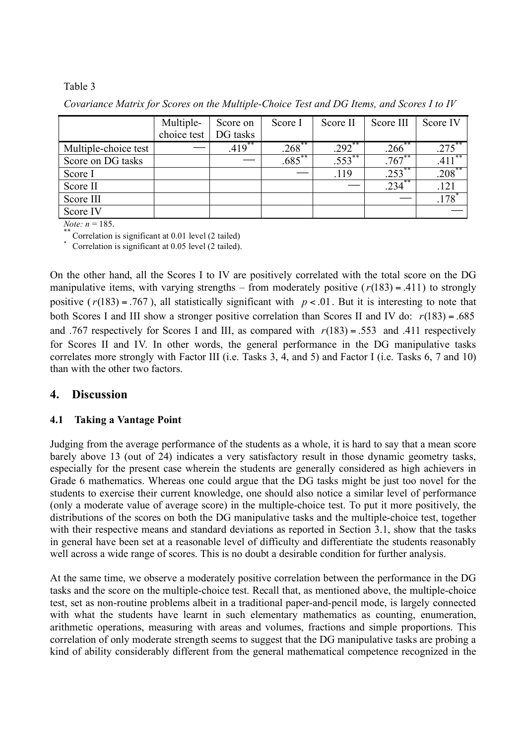Table 3

*Covariance Matrix for Scores on the Multiple-Choice Test and DG Items, and Scores I to IV*

| | Multiple-choice test | Score on DG tasks | Score I | Score II | Score III | Score IV |
|---|---|---|---|---|---|---|
| Multiple-choice test | — | .419** | .268** | .292** | .266** | .275** |
| Score on DG tasks | | — | .685** | .553** | .767** | .411** |
| Score I | | | — | .119 | .253** | .208** |
| Score II | | | | — | .234** | .121 |
| Score III | | | | | — | .178* |
| Score IV | | | | | | — |

*Note: n* = 185.

** Correlation is significant at 0.01 level (2 tailed)

* Correlation is significant at 0.05 level (2 tailed).

On the other hand, all the Scores I to IV are positively correlated with the total score on the DG manipulative items, with varying strengths – from moderately positive ($r(183) = .411$) to strongly positive ($r(183) = .767$), all statistically significant with $p < .01$. But it is interesting to note that both Scores I and III show a stronger positive correlation than Scores II and IV do: $r(183) = .685$ and .767 respectively for Scores I and III, as compared with $r(183) = .553$ and .411 respectively for Scores II and IV. In other words, the general performance in the DG manipulative tasks correlates more strongly with Factor III (i.e. Tasks 3, 4, and 5) and Factor I (i.e. Tasks 6, 7 and 10) than with the other two factors.

## 4. Discussion

### 4.1 Taking a Vantage Point

Judging from the average performance of the students as a whole, it is hard to say that a mean score barely above 13 (out of 24) indicates a very satisfactory result in those dynamic geometry tasks, especially for the present case wherein the students are generally considered as high achievers in Grade 6 mathematics. Whereas one could argue that the DG tasks might be just too novel for the students to exercise their current knowledge, one should also notice a similar level of performance (only a moderate value of average score) in the multiple-choice test. To put it more positively, the distributions of the scores on both the DG manipulative tasks and the multiple-choice test, together with their respective means and standard deviations as reported in Section 3.1, show that the tasks in general have been set at a reasonable level of difficulty and differentiate the students reasonably well across a wide range of scores. This is no doubt a desirable condition for further analysis.

At the same time, we observe a moderately positive correlation between the performance in the DG tasks and the score on the multiple-choice test. Recall that, as mentioned above, the multiple-choice test, set as non-routine problems albeit in a traditional paper-and-pencil mode, is largely connected with what the students have learnt in such elementary mathematics as counting, enumeration, arithmetic operations, measuring with areas and volumes, fractions and simple proportions. This correlation of only moderate strength seems to suggest that the DG manipulative tasks are probing a kind of ability considerably different from the general mathematical competence recognized in the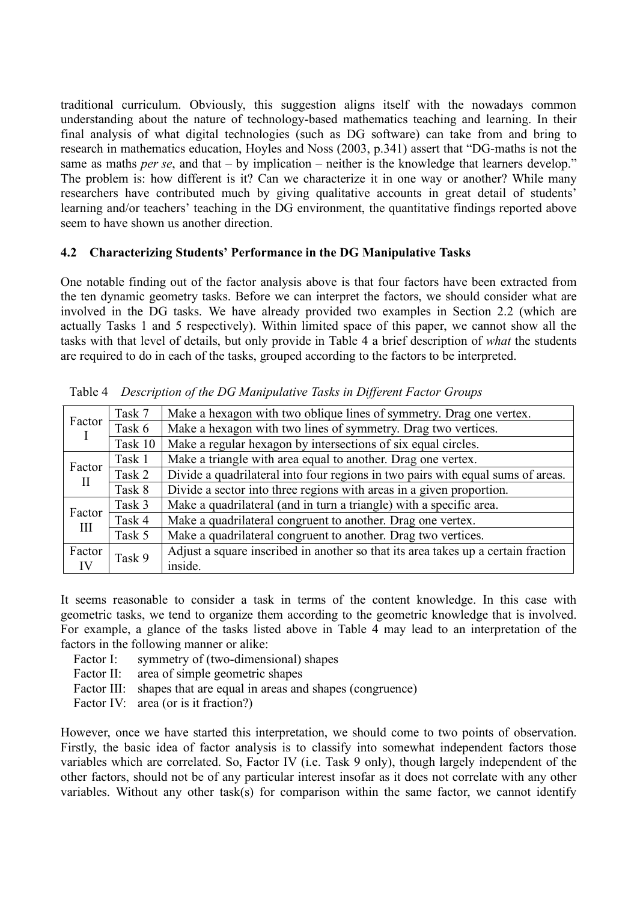traditional curriculum. Obviously, this suggestion aligns itself with the nowadays common understanding about the nature of technology-based mathematics teaching and learning. In their final analysis of what digital technologies (such as DG software) can take from and bring to research in mathematics education, Hoyles and Noss (2003, p.341) assert that "DG-maths is not the same as maths *per se*, and that – by implication – neither is the knowledge that learners develop." The problem is: how different is it? Can we characterize it in one way or another? While many researchers have contributed much by giving qualitative accounts in great detail of students' learning and/or teachers' teaching in the DG environment, the quantitative findings reported above seem to have shown us another direction.

### 4.2 Characterizing Students' Performance in the DG Manipulative Tasks

One notable finding out of the factor analysis above is that four factors have been extracted from the ten dynamic geometry tasks. Before we can interpret the factors, we should consider what are involved in the DG tasks. We have already provided two examples in Section 2.2 (which are actually Tasks 1 and 5 respectively). Within limited space of this paper, we cannot show all the tasks with that level of details, but only provide in Table 4 a brief description of *what* the students are required to do in each of the tasks, grouped according to the factors to be interpreted.

Table 4 *Description of the DG Manipulative Tasks in Different Factor Groups*

| | | |
|---|---|---|
| Factor I | Task 7 | Make a hexagon with two oblique lines of symmetry. Drag one vertex. |
| | Task 6 | Make a hexagon with two lines of symmetry. Drag two vertices. |
| | Task 10 | Make a regular hexagon by intersections of six equal circles. |
| Factor II | Task 1 | Make a triangle with area equal to another. Drag one vertex. |
| | Task 2 | Divide a quadrilateral into four regions in two pairs with equal sums of areas. |
| | Task 8 | Divide a sector into three regions with areas in a given proportion. |
| Factor III | Task 3 | Make a quadrilateral (and in turn a triangle) with a specific area. |
| | Task 4 | Make a quadrilateral congruent to another. Drag one vertex. |
| | Task 5 | Make a quadrilateral congruent to another. Drag two vertices. |
| Factor IV | Task 9 | Adjust a square inscribed in another so that its area takes up a certain fraction inside. |

It seems reasonable to consider a task in terms of the content knowledge. In this case with geometric tasks, we tend to organize them according to the geometric knowledge that is involved. For example, a glance of the tasks listed above in Table 4 may lead to an interpretation of the factors in the following manner or alike:

- Factor I: symmetry of (two-dimensional) shapes
- Factor II: area of simple geometric shapes
- Factor III: shapes that are equal in areas and shapes (congruence)
- Factor IV: area (or is it fraction?)

However, once we have started this interpretation, we should come to two points of observation. Firstly, the basic idea of factor analysis is to classify into somewhat independent factors those variables which are correlated. So, Factor IV (i.e. Task 9 only), though largely independent of the other factors, should not be of any particular interest insofar as it does not correlate with any other variables. Without any other task(s) for comparison within the same factor, we cannot identify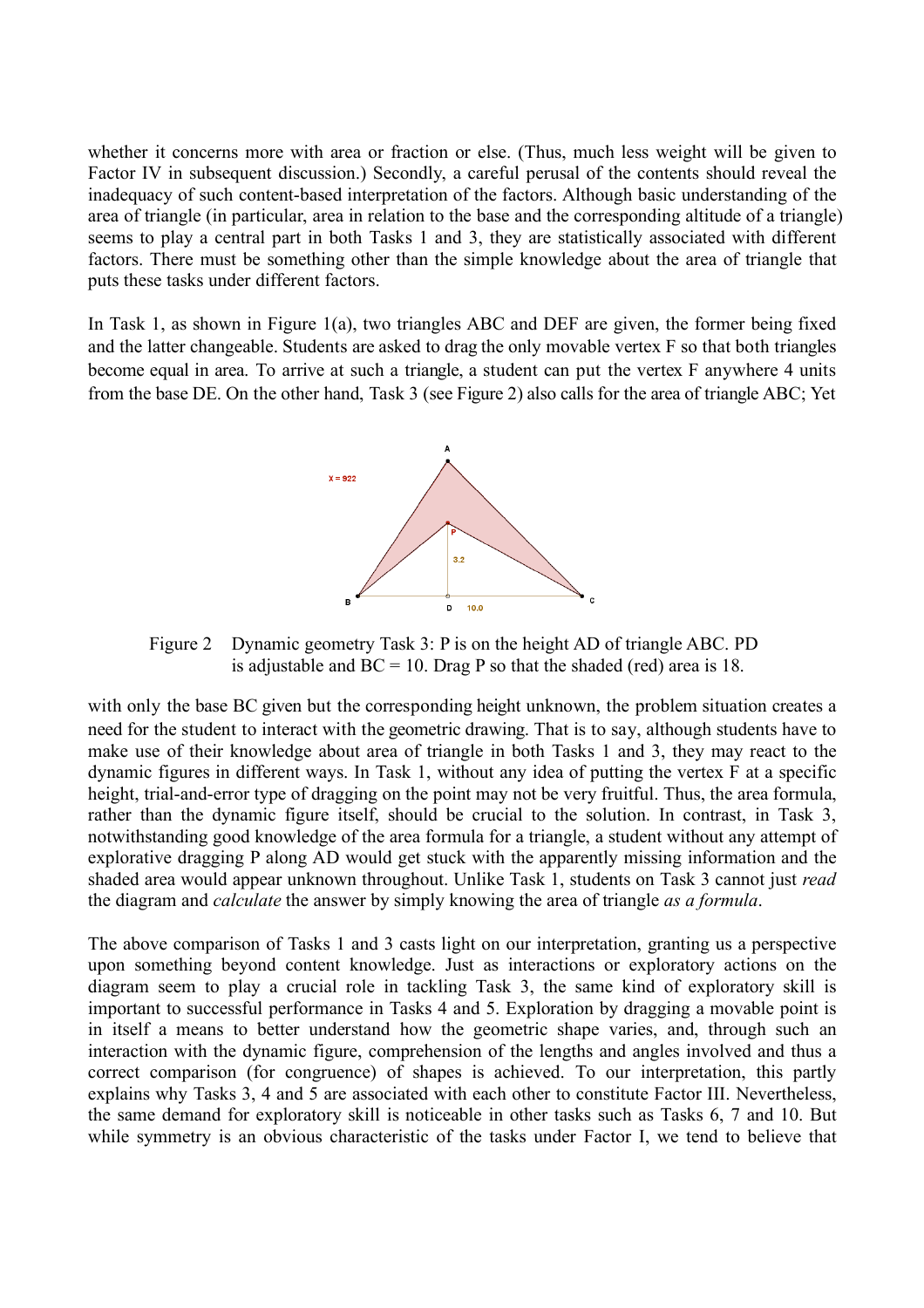whether it concerns more with area or fraction or else. (Thus, much less weight will be given to Factor IV in subsequent discussion.) Secondly, a careful perusal of the contents should reveal the inadequacy of such content-based interpretation of the factors. Although basic understanding of the area of triangle (in particular, area in relation to the base and the corresponding altitude of a triangle) seems to play a central part in both Tasks 1 and 3, they are statistically associated with different factors. There must be something other than the simple knowledge about the area of triangle that puts these tasks under different factors.

In Task 1, as shown in Figure 1(a), two triangles ABC and DEF are given, the former being fixed and the latter changeable. Students are asked to drag the only movable vertex F so that both triangles become equal in area. To arrive at such a triangle, a student can put the vertex F anywhere 4 units from the base DE. On the other hand, Task 3 (see Figure 2) also calls for the area of triangle ABC; Yet

Figure 2 Dynamic geometry Task 3: P is on the height AD of triangle ABC. PD is adjustable and BC = 10. Drag P so that the shaded (red) area is 18.

with only the base BC given but the corresponding height unknown, the problem situation creates a need for the student to interact with the geometric drawing. That is to say, although students have to make use of their knowledge about area of triangle in both Tasks 1 and 3, they may react to the dynamic figures in different ways. In Task 1, without any idea of putting the vertex F at a specific height, trial-and-error type of dragging on the point may not be very fruitful. Thus, the area formula, rather than the dynamic figure itself, should be crucial to the solution. In contrast, in Task 3, notwithstanding good knowledge of the area formula for a triangle, a student without any attempt of explorative dragging P along AD would get stuck with the apparently missing information and the shaded area would appear unknown throughout. Unlike Task 1, students on Task 3 cannot just *read* the diagram and *calculate* the answer by simply knowing the area of triangle *as a formula*.

The above comparison of Tasks 1 and 3 casts light on our interpretation, granting us a perspective upon something beyond content knowledge. Just as interactions or exploratory actions on the diagram seem to play a crucial role in tackling Task 3, the same kind of exploratory skill is important to successful performance in Tasks 4 and 5. Exploration by dragging a movable point is in itself a means to better understand how the geometric shape varies, and, through such an interaction with the dynamic figure, comprehension of the lengths and angles involved and thus a correct comparison (for congruence) of shapes is achieved. To our interpretation, this partly explains why Tasks 3, 4 and 5 are associated with each other to constitute Factor III. Nevertheless, the same demand for exploratory skill is noticeable in other tasks such as Tasks 6, 7 and 10. But while symmetry is an obvious characteristic of the tasks under Factor I, we tend to believe that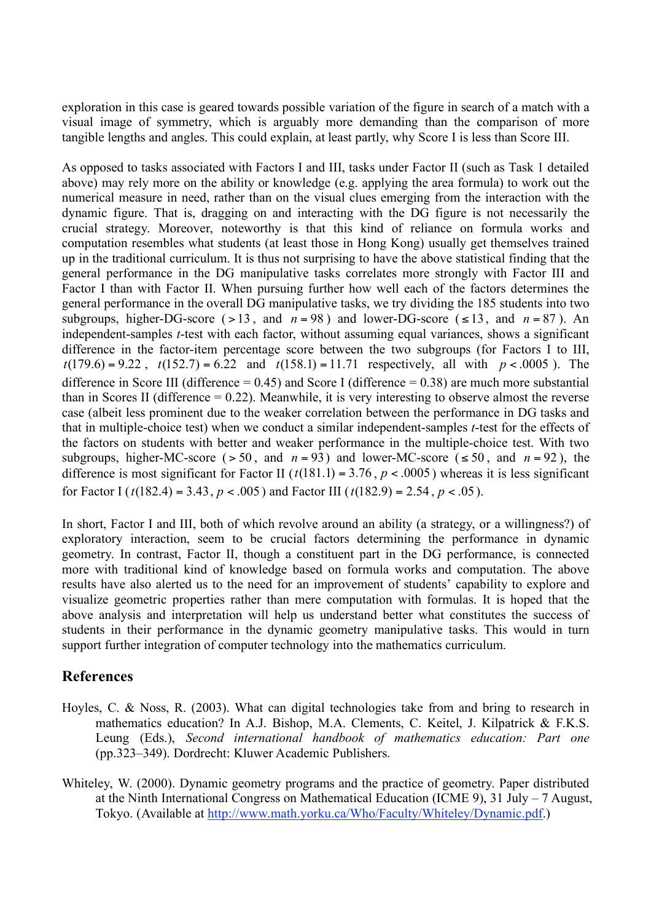exploration in this case is geared towards possible variation of the figure in search of a match with a visual image of symmetry, which is arguably more demanding than the comparison of more tangible lengths and angles. This could explain, at least partly, why Score I is less than Score III.

As opposed to tasks associated with Factors I and III, tasks under Factor II (such as Task 1 detailed above) may rely more on the ability or knowledge (e.g. applying the area formula) to work out the numerical measure in need, rather than on the visual clues emerging from the interaction with the dynamic figure. That is, dragging on and interacting with the DG figure is not necessarily the crucial strategy. Moreover, noteworthy is that this kind of reliance on formula works and computation resembles what students (at least those in Hong Kong) usually get themselves trained up in the traditional curriculum. It is thus not surprising to have the above statistical finding that the general performance in the DG manipulative tasks correlates more strongly with Factor III and Factor I than with Factor II. When pursuing further how well each of the factors determines the general performance in the overall DG manipulative tasks, we try dividing the 185 students into two subgroups, higher-DG-score ($>13$, and $n=98$) and lower-DG-score ($\le 13$, and $n=87$). An independent-samples *t*-test with each factor, without assuming equal variances, shows a significant difference in the factor-item percentage score between the two subgroups (for Factors I to III, $t(179.6)=9.22$, $t(152.7)=6.22$ and $t(158.1)=11.71$ respectively, all with $p<.0005$). The difference in Score III (difference = 0.45) and Score I (difference = 0.38) are much more substantial than in Scores II (difference = 0.22). Meanwhile, it is very interesting to observe almost the reverse case (albeit less prominent due to the weaker correlation between the performance in DG tasks and that in multiple-choice test) when we conduct a similar independent-samples *t*-test for the effects of the factors on students with better and weaker performance in the multiple-choice test. With two subgroups, higher-MC-score ($>50$, and $n=93$) and lower-MC-score ($\le 50$, and $n=92$), the difference is most significant for Factor II ($t(181.1)=3.76$, $p<.0005$) whereas it is less significant for Factor I ($t(182.4)=3.43$, $p<.005$) and Factor III ($t(182.9)=2.54$, $p<.05$).

In short, Factor I and III, both of which revolve around an ability (a strategy, or a willingness?) of exploratory interaction, seem to be crucial factors determining the performance in dynamic geometry. In contrast, Factor II, though a constituent part in the DG performance, is connected more with traditional kind of knowledge based on formula works and computation. The above results have also alerted us to the need for an improvement of students' capability to explore and visualize geometric properties rather than mere computation with formulas. It is hoped that the above analysis and interpretation will help us understand better what constitutes the success of students in their performance in the dynamic geometry manipulative tasks. This would in turn support further integration of computer technology into the mathematics curriculum.

## References

Hoyles, C. & Noss, R. (2003). What can digital technologies take from and bring to research in mathematics education? In A.J. Bishop, M.A. Clements, C. Keitel, J. Kilpatrick & F.K.S. Leung (Eds.), *Second international handbook of mathematics education: Part one* (pp.323–349). Dordrecht: Kluwer Academic Publishers.

Whiteley, W. (2000). Dynamic geometry programs and the practice of geometry. Paper distributed at the Ninth International Congress on Mathematical Education (ICME 9), 31 July – 7 August, Tokyo. (Available at http://www.math.yorku.ca/Who/Faculty/Whiteley/Dynamic.pdf.)